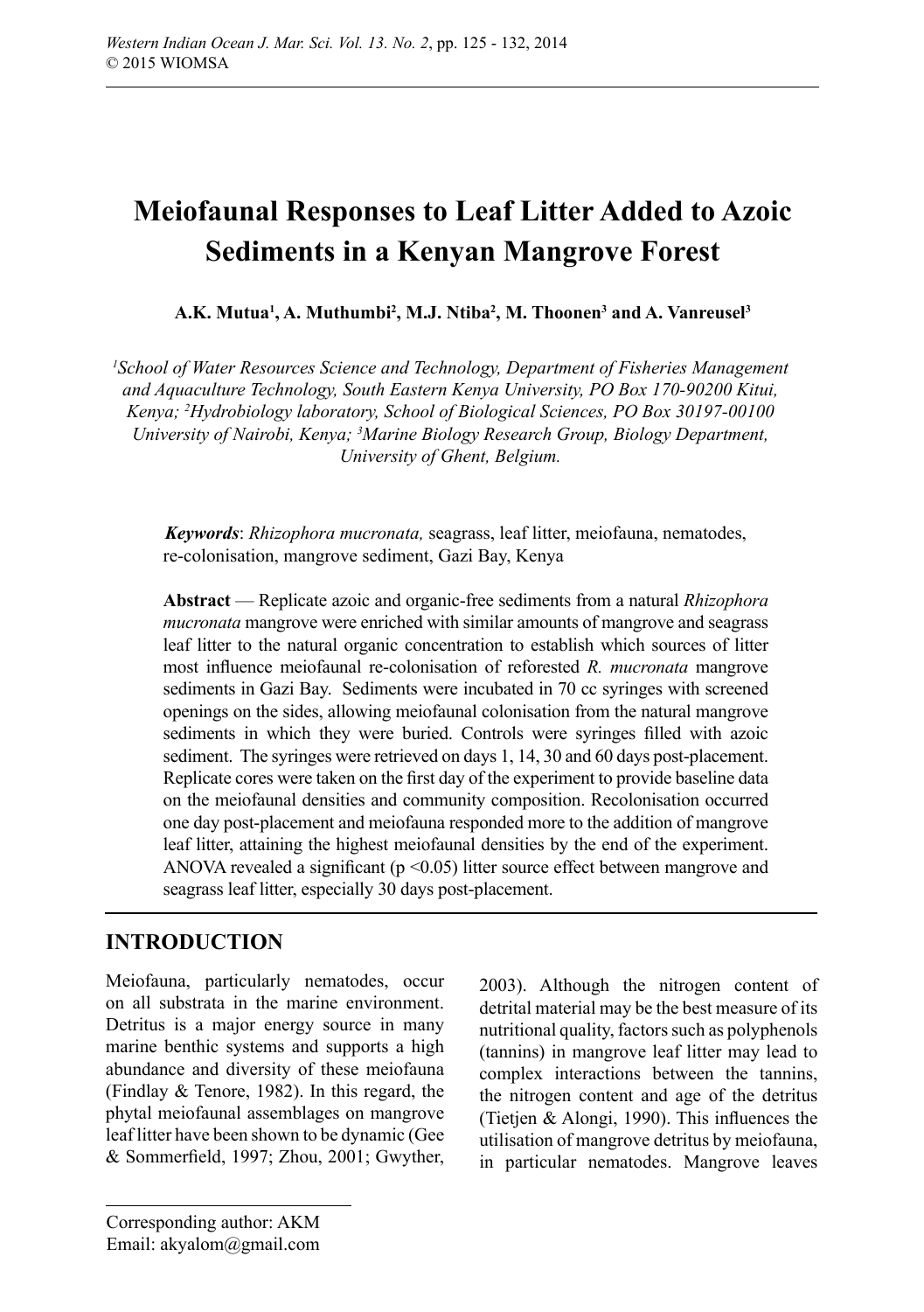# Meiofaunal Responses to Leaf Litter Added to Azoic Sediments in a Kenyan Mangrove Forest

**A.K. Mutua[1], A. Muthumbi[2], M.J. Ntiba[2], M. Thoonen[3] and A. Vanreusel[3]**

*[1]School of Water Resources Science and Technology, Department of Fisheries Management and Aquaculture Technology, South Eastern Kenya University, PO Box 170-90200 Kitui, Kenya; [2]Hydrobiology laboratory, School of Biological Sciences, PO Box 30197-00100 University of Nairobi, Kenya; [3]Marine Biology Research Group, Biology Department, University of Ghent, Belgium.*

***Keywords***: *Rhizophora mucronata,* seagrass, leaf litter, meiofauna, nematodes, re-colonisation, mangrove sediment, Gazi Bay, Kenya

**Abstract** — Replicate azoic and organic-free sediments from a natural *Rhizophora mucronata* mangrove were enriched with similar amounts of mangrove and seagrass leaf litter to the natural organic concentration to establish which sources of litter most influence meiofaunal re-colonisation of reforested *R. mucronata* mangrove sediments in Gazi Bay. Sediments were incubated in 70 cc syringes with screened openings on the sides, allowing meiofaunal colonisation from the natural mangrove sediments in which they were buried. Controls were syringes filled with azoic sediment. The syringes were retrieved on days 1, 14, 30 and 60 days post-placement. Replicate cores were taken on the first day of the experiment to provide baseline data on the meiofaunal densities and community composition. Recolonisation occurred one day post-placement and meiofauna responded more to the addition of mangrove leaf litter, attaining the highest meiofaunal densities by the end of the experiment. ANOVA revealed a significant ($p < 0.05$) litter source effect between mangrove and seagrass leaf litter, especially 30 days post-placement.

## INTRODUCTION

Meiofauna, particularly nematodes, occur on all substrata in the marine environment. Detritus is a major energy source in many marine benthic systems and supports a high abundance and diversity of these meiofauna (Findlay & Tenore, 1982). In this regard, the phytal meiofaunal assemblages on mangrove leaf litter have been shown to be dynamic (Gee & Sommerfield, 1997; Zhou, 2001; Gwyther, 2003). Although the nitrogen content of detrital material may be the best measure of its nutritional quality, factors such as polyphenols (tannins) in mangrove leaf litter may lead to complex interactions between the tannins, the nitrogen content and age of the detritus (Tietjen & Alongi, 1990). This influences the utilisation of mangrove detritus by meiofauna, in particular nematodes. Mangrove leaves

Corresponding author: AKM
Email: akyalom@gmail.com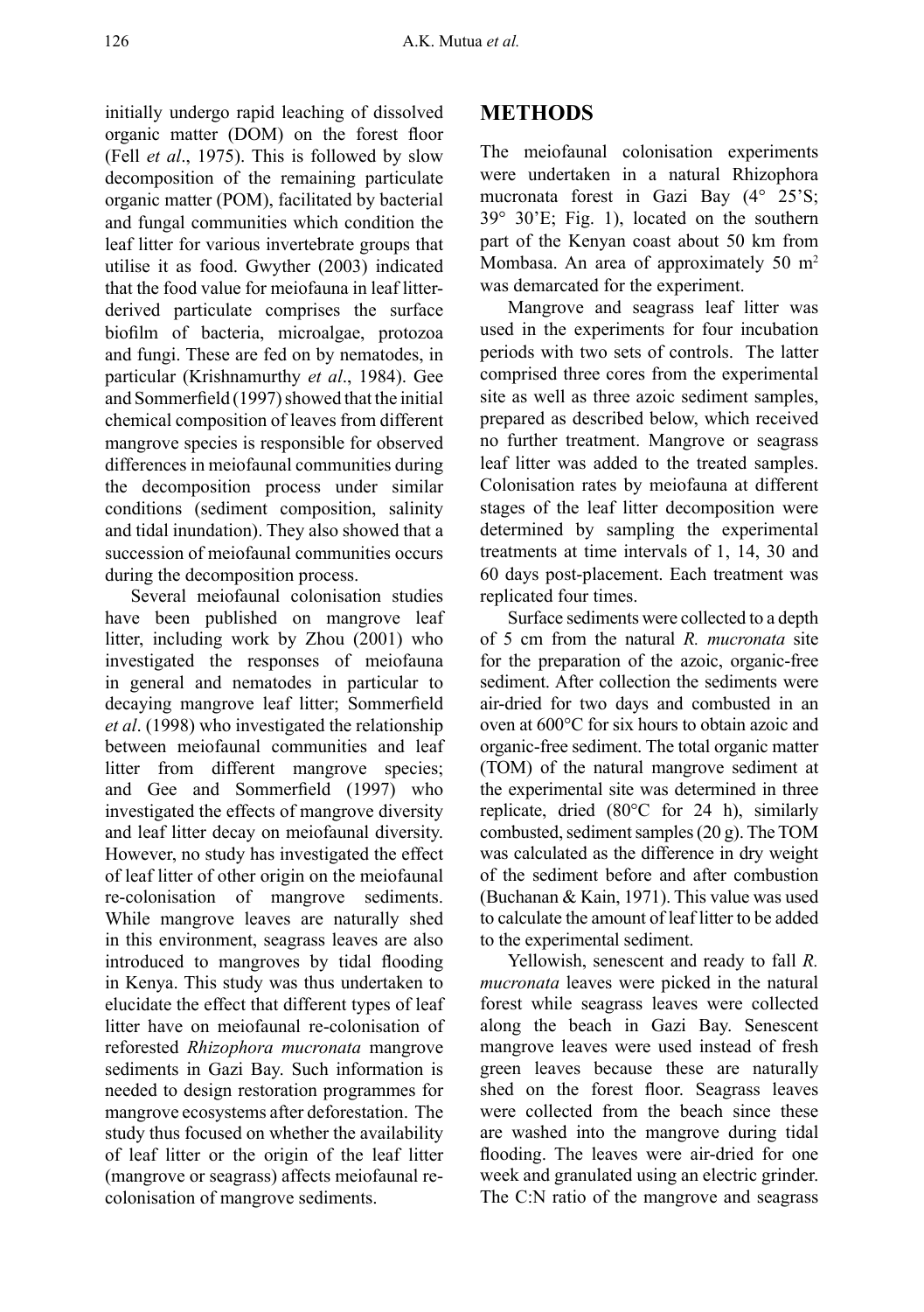initially undergo rapid leaching of dissolved organic matter (DOM) on the forest floor (Fell *et al*., 1975). This is followed by slow decomposition of the remaining particulate organic matter (POM), facilitated by bacterial and fungal communities which condition the leaf litter for various invertebrate groups that utilise it as food. Gwyther (2003) indicated that the food value for meiofauna in leaf litter-derived particulate comprises the surface biofilm of bacteria, microalgae, protozoa and fungi. These are fed on by nematodes, in particular (Krishnamurthy *et al*., 1984). Gee and Sommerfield (1997) showed that the initial chemical composition of leaves from different mangrove species is responsible for observed differences in meiofaunal communities during the decomposition process under similar conditions (sediment composition, salinity and tidal inundation). They also showed that a succession of meiofaunal communities occurs during the decomposition process.

Several meiofaunal colonisation studies have been published on mangrove leaf litter, including work by Zhou (2001) who investigated the responses of meiofauna in general and nematodes in particular to decaying mangrove leaf litter; Sommerfield *et al*. (1998) who investigated the relationship between meiofaunal communities and leaf litter from different mangrove species; and Gee and Sommerfield (1997) who investigated the effects of mangrove diversity and leaf litter decay on meiofaunal diversity. However, no study has investigated the effect of leaf litter of other origin on the meiofaunal re-colonisation of mangrove sediments. While mangrove leaves are naturally shed in this environment, seagrass leaves are also introduced to mangroves by tidal flooding in Kenya. This study was thus undertaken to elucidate the effect that different types of leaf litter have on meiofaunal re-colonisation of reforested *Rhizophora mucronata* mangrove sediments in Gazi Bay. Such information is needed to design restoration programmes for mangrove ecosystems after deforestation. The study thus focused on whether the availability of leaf litter or the origin of the leaf litter (mangrove or seagrass) affects meiofaunal re-colonisation of mangrove sediments.

## METHODS

The meiofaunal colonisation experiments were undertaken in a natural Rhizophora mucronata forest in Gazi Bay (4° 25'S; 39° 30'E; Fig. 1), located on the southern part of the Kenyan coast about 50 km from Mombasa. An area of approximately 50 m$^2$ was demarcated for the experiment.

Mangrove and seagrass leaf litter was used in the experiments for four incubation periods with two sets of controls. The latter comprised three cores from the experimental site as well as three azoic sediment samples, prepared as described below, which received no further treatment. Mangrove or seagrass leaf litter was added to the treated samples. Colonisation rates by meiofauna at different stages of the leaf litter decomposition were determined by sampling the experimental treatments at time intervals of 1, 14, 30 and 60 days post-placement. Each treatment was replicated four times.

Surface sediments were collected to a depth of 5 cm from the natural *R. mucronata* site for the preparation of the azoic, organic-free sediment. After collection the sediments were air-dried for two days and combusted in an oven at 600°C for six hours to obtain azoic and organic-free sediment. The total organic matter (TOM) of the natural mangrove sediment at the experimental site was determined in three replicate, dried (80°C for 24 h), similarly combusted, sediment samples (20 g). The TOM was calculated as the difference in dry weight of the sediment before and after combustion (Buchanan & Kain, 1971). This value was used to calculate the amount of leaf litter to be added to the experimental sediment.

Yellowish, senescent and ready to fall *R. mucronata* leaves were picked in the natural forest while seagrass leaves were collected along the beach in Gazi Bay. Senescent mangrove leaves were used instead of fresh green leaves because these are naturally shed on the forest floor. Seagrass leaves were collected from the beach since these are washed into the mangrove during tidal flooding. The leaves were air-dried for one week and granulated using an electric grinder. The C:N ratio of the mangrove and seagrass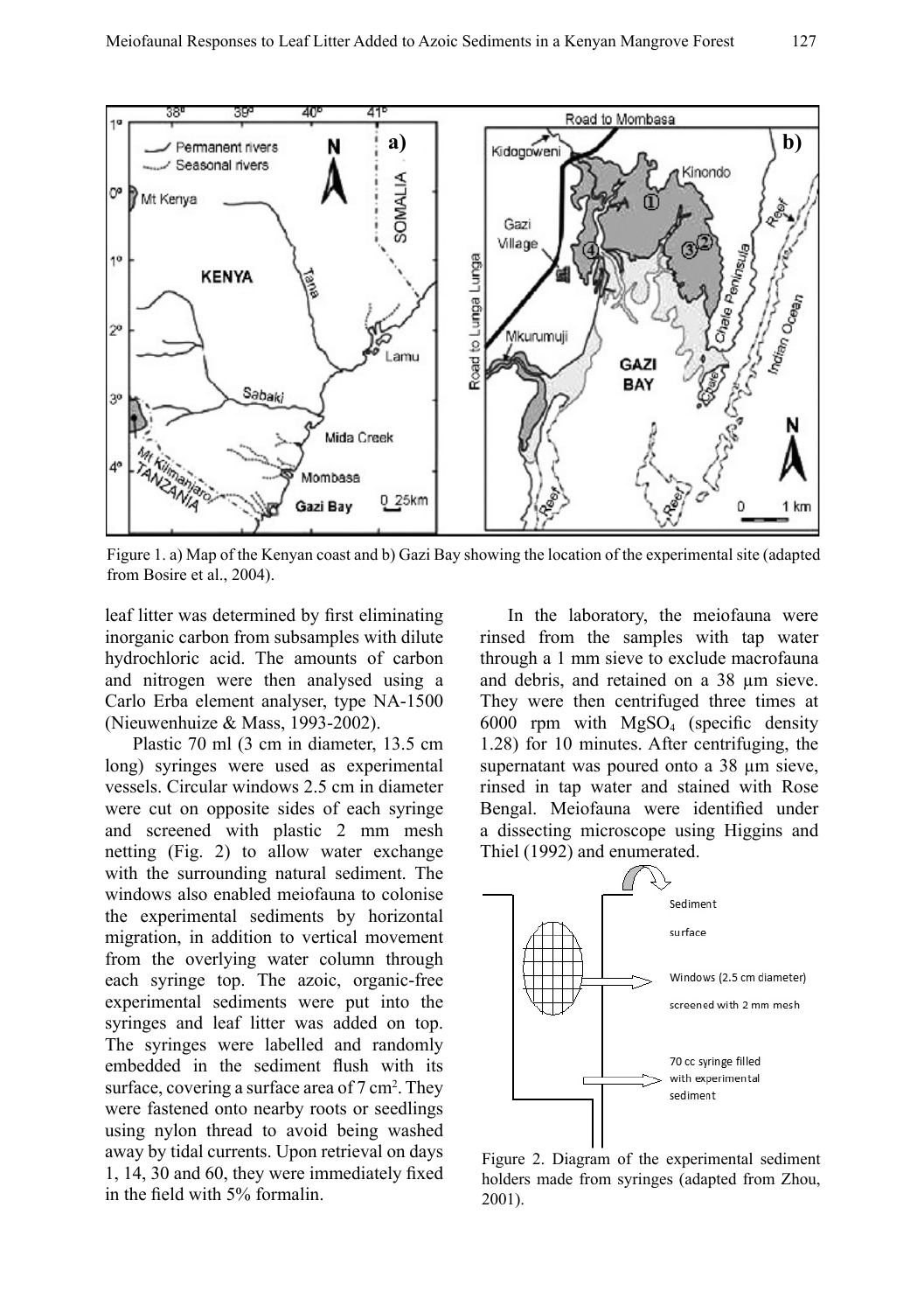Figure 1. a) Map of the Kenyan coast and b) Gazi Bay showing the location of the experimental site (adapted from Bosire et al., 2004).

leaf litter was determined by first eliminating inorganic carbon from subsamples with dilute hydrochloric acid. The amounts of carbon and nitrogen were then analysed using a Carlo Erba element analyser, type NA-1500 (Nieuwenhuize & Mass, 1993-2002).

Plastic 70 ml (3 cm in diameter, 13.5 cm long) syringes were used as experimental vessels. Circular windows 2.5 cm in diameter were cut on opposite sides of each syringe and screened with plastic 2 mm mesh netting (Fig. 2) to allow water exchange with the surrounding natural sediment. The windows also enabled meiofauna to colonise the experimental sediments by horizontal migration, in addition to vertical movement from the overlying water column through each syringe top. The azoic, organic-free experimental sediments were put into the syringes and leaf litter was added on top. The syringes were labelled and randomly embedded in the sediment flush with its surface, covering a surface area of 7 cm$^2$. They were fastened onto nearby roots or seedlings using nylon thread to avoid being washed away by tidal currents. Upon retrieval on days 1, 14, 30 and 60, they were immediately fixed in the field with 5% formalin.

In the laboratory, the meiofauna were rinsed from the samples with tap water through a 1 mm sieve to exclude macrofauna and debris, and retained on a 38 µm sieve. They were then centrifuged three times at 6000 rpm with $MgSO_4$ (specific density 1.28) for 10 minutes. After centrifuging, the supernatant was poured onto a 38 µm sieve, rinsed in tap water and stained with Rose Bengal. Meiofauna were identified under a dissecting microscope using Higgins and Thiel (1992) and enumerated.

Sediment surface

Windows (2.5 cm diameter) screened with 2 mm mesh

70 cc syringe filled with experimental sediment

Figure 2. Diagram of the experimental sediment holders made from syringes (adapted from Zhou, 2001).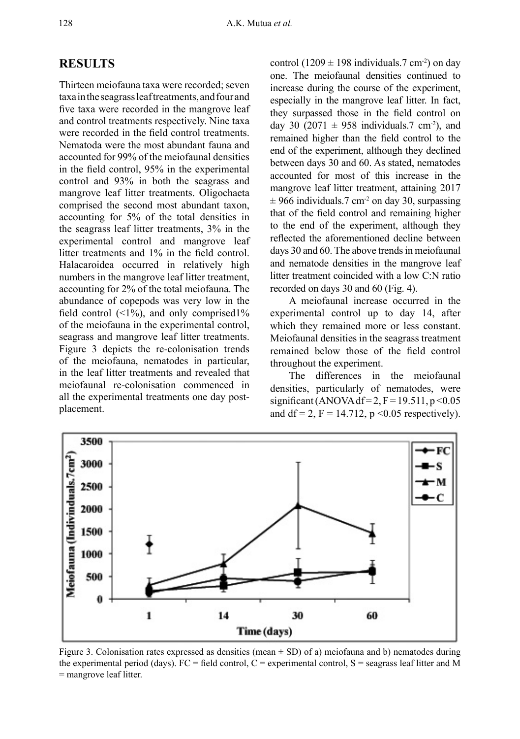## RESULTS

Thirteen meiofauna taxa were recorded; seven taxa in the seagrass leaf treatments, and four and five taxa were recorded in the mangrove leaf and control treatments respectively. Nine taxa were recorded in the field control treatments. Nematoda were the most abundant fauna and accounted for 99% of the meiofaunal densities in the field control, 95% in the experimental control and 93% in both the seagrass and mangrove leaf litter treatments. Oligochaeta comprised the second most abundant taxon, accounting for 5% of the total densities in the seagrass leaf litter treatments, 3% in the experimental control and mangrove leaf litter treatments and 1% in the field control. Halacaroidea occurred in relatively high numbers in the mangrove leaf litter treatment, accounting for 2% of the total meiofauna. The abundance of copepods was very low in the field control (<1%), and only comprised1% of the meiofauna in the experimental control, seagrass and mangrove leaf litter treatments. Figure 3 depicts the re-colonisation trends of the meiofauna, nematodes in particular, in the leaf litter treatments and revealed that meiofaunal re-colonisation commenced in all the experimental treatments one day post-placement.

control (1209 ± 198 individuals.7 cm$^{-2}$) on day one. The meiofaunal densities continued to increase during the course of the experiment, especially in the mangrove leaf litter. In fact, they surpassed those in the field control on day 30 (2071 ± 958 individuals.7 cm$^{-2}$), and remained higher than the field control to the end of the experiment, although they declined between days 30 and 60. As stated, nematodes accounted for most of this increase in the mangrove leaf litter treatment, attaining 2017 ± 966 individuals.7 cm$^{-2}$ on day 30, surpassing that of the field control and remaining higher to the end of the experiment, although they reflected the aforementioned decline between days 30 and 60. The above trends in meiofaunal and nematode densities in the mangrove leaf litter treatment coincided with a low C:N ratio recorded on days 30 and 60 (Fig. 4).

A meiofaunal increase occurred in the experimental control up to day 14, after which they remained more or less constant. Meiofaunal densities in the seagrass treatment remained below those of the field control throughout the experiment.

The differences in the meiofaunal densities, particularly of nematodes, were significant (ANOVA df = 2, $F = 19.511$, $p < 0.05$ and df = 2, $F = 14.712$, $p < 0.05$ respectively).

Meiofauna (Indivinduals.7cm$^{2}$)
3500
3000
2500
2000
1500
1000
500
0
1
14
30
60
Time (days)
FC
S
M
C

Figure 3. Colonisation rates expressed as densities (mean ± SD) of a) meiofauna and b) nematodes during the experimental period (days). FC = field control, C = experimental control, S = seagrass leaf litter and M = mangrove leaf litter.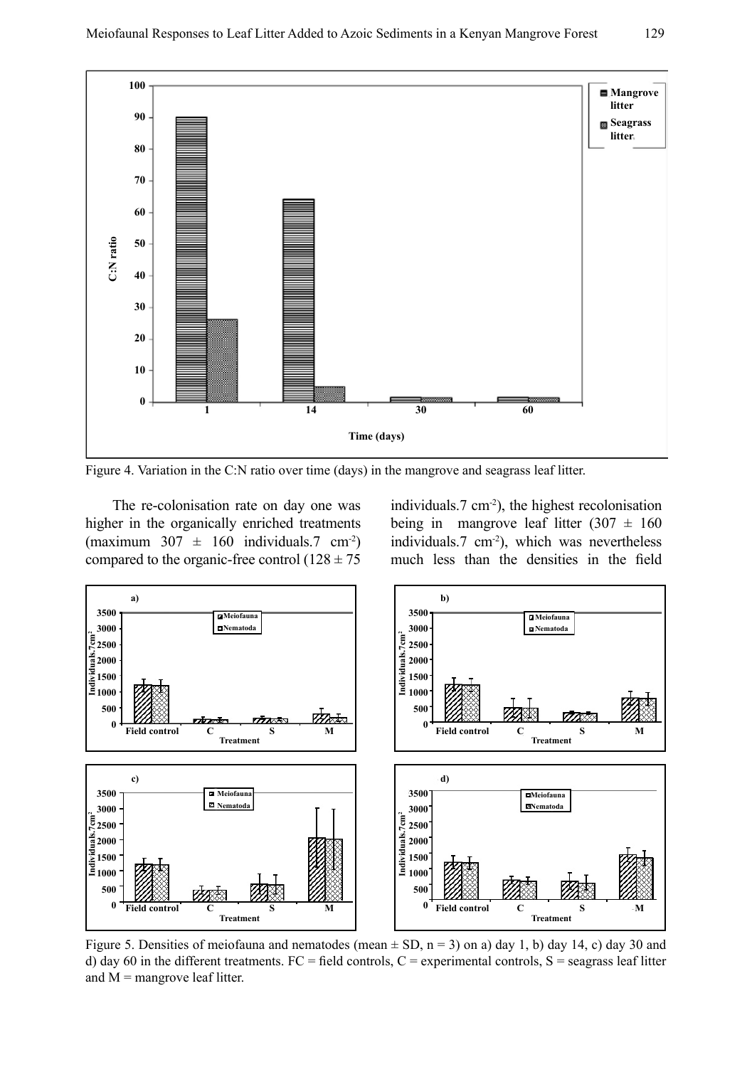100
90
80
70
60
50
40
30
20
10
0

C:N ratio

1
14
30
60

Time (days)

Mangrove litter
Seagrass litter

Figure 4. Variation in the C:N ratio over time (days) in the mangrove and seagrass leaf litter.

The re-colonisation rate on day one was higher in the organically enriched treatments (maximum 307 ± 160 individuals.7 $cm^{-2}$) compared to the organic-free control (128 ± 75 individuals.7 $cm^{-2}$), the highest recolonisation being in mangrove leaf litter (307 ± 160 individuals.7 $cm^{-2}$), which was nevertheless much less than the densities in the field

a)
Meiofauna
Nematoda
Individuals.7cm$^{2}$
3500
3000
2500
2000
1500
1000
500
0
Field control
C
S
M
Treatment

b)
Meiofauna
Nematoda
Individuals.7cm$^{2}$
3500
3000
2500
2000
1500
1000
500
0
Field control
C
S
M
Treatment

c)
Meiofauna
Nematoda
Individuals.7cm$^{2}$
3500
3000
2500
2000
1500
1000
500
0
Field control
C
S
M
Treatment

d)
Meiofauna
Nematoda
Individuals.7cm$^{2}$
3500
3000
2500
2000
1500
1000
500
0
Field control
C
S
M
Treatment

Figure 5. Densities of meiofauna and nematodes (mean ± SD, n = 3) on a) day 1, b) day 14, c) day 30 and d) day 60 in the different treatments. FC = field controls, C = experimental controls, S = seagrass leaf litter and M = mangrove leaf litter.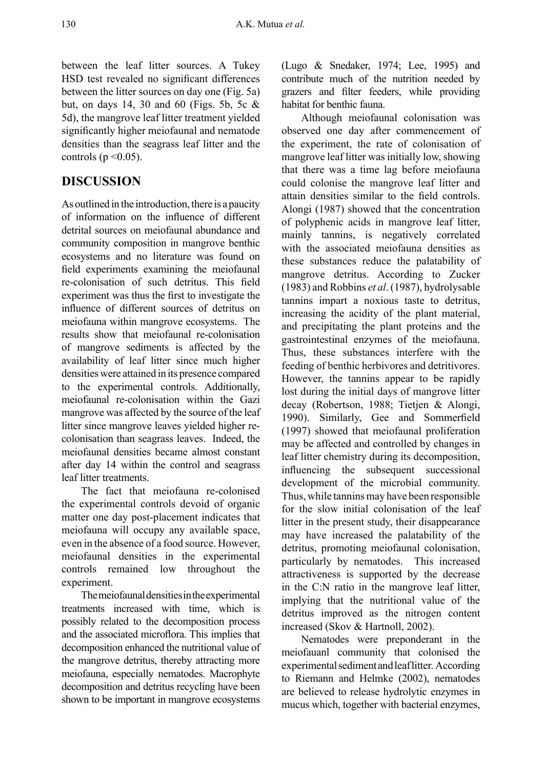between the leaf litter sources. A Tukey HSD test revealed no significant differences between the litter sources on day one (Fig. 5a) but, on days 14, 30 and 60 (Figs. 5b, 5c & 5d), the mangrove leaf litter treatment yielded significantly higher meiofaunal and nematode densities than the seagrass leaf litter and the controls ($p < 0.05$).

## DISCUSSION

As outlined in the introduction, there is a paucity of information on the influence of different detrital sources on meiofaunal abundance and community composition in mangrove benthic ecosystems and no literature was found on field experiments examining the meiofaunal re-colonisation of such detritus. This field experiment was thus the first to investigate the influence of different sources of detritus on meiofauna within mangrove ecosystems. The results show that meiofaunal re-colonisation of mangrove sediments is affected by the availability of leaf litter since much higher densities were attained in its presence compared to the experimental controls. Additionally, meiofaunal re-colonisation within the Gazi mangrove was affected by the source of the leaf litter since mangrove leaves yielded higher re-colonisation than seagrass leaves. Indeed, the meiofaunal densities became almost constant after day 14 within the control and seagrass leaf litter treatments.

The fact that meiofauna re-colonised the experimental controls devoid of organic matter one day post-placement indicates that meiofauna will occupy any available space, even in the absence of a food source. However, meiofaunal densities in the experimental controls remained low throughout the experiment.

The meiofaunal densities in the experimental treatments increased with time, which is possibly related to the decomposition process and the associated microflora. This implies that decomposition enhanced the nutritional value of the mangrove detritus, thereby attracting more meiofauna, especially nematodes. Macrophyte decomposition and detritus recycling have been shown to be important in mangrove ecosystems (Lugo & Snedaker, 1974; Lee, 1995) and contribute much of the nutrition needed by grazers and filter feeders, while providing habitat for benthic fauna.

Although meiofaunal colonisation was observed one day after commencement of the experiment, the rate of colonisation of mangrove leaf litter was initially low, showing that there was a time lag before meiofauna could colonise the mangrove leaf litter and attain densities similar to the field controls. Alongi (1987) showed that the concentration of polyphenic acids in mangrove leaf litter, mainly tannins, is negatively correlated with the associated meiofauna densities as these substances reduce the palatability of mangrove detritus. According to Zucker (1983) and Robbins *et al*. (1987), hydrolysable tannins impart a noxious taste to detritus, increasing the acidity of the plant material, and precipitating the plant proteins and the gastrointestinal enzymes of the meiofauna. Thus, these substances interfere with the feeding of benthic herbivores and detritivores. However, the tannins appear to be rapidly lost during the initial days of mangrove litter decay (Robertson, 1988; Tietjen & Alongi, 1990). Similarly, Gee and Sommerfield (1997) showed that meiofaunal proliferation may be affected and controlled by changes in leaf litter chemistry during its decomposition, influencing the subsequent successional development of the microbial community. Thus, while tannins may have been responsible for the slow initial colonisation of the leaf litter in the present study, their disappearance may have increased the palatability of the detritus, promoting meiofaunal colonisation, particularly by nematodes. This increased attractiveness is supported by the decrease in the C:N ratio in the mangrove leaf litter, implying that the nutritional value of the detritus improved as the nitrogen content increased (Skov & Hartnoll, 2002).

Nematodes were preponderant in the meiofauanl community that colonised the experimental sediment and leaf litter. According to Riemann and Helmke (2002), nematodes are believed to release hydrolytic enzymes in mucus which, together with bacterial enzymes,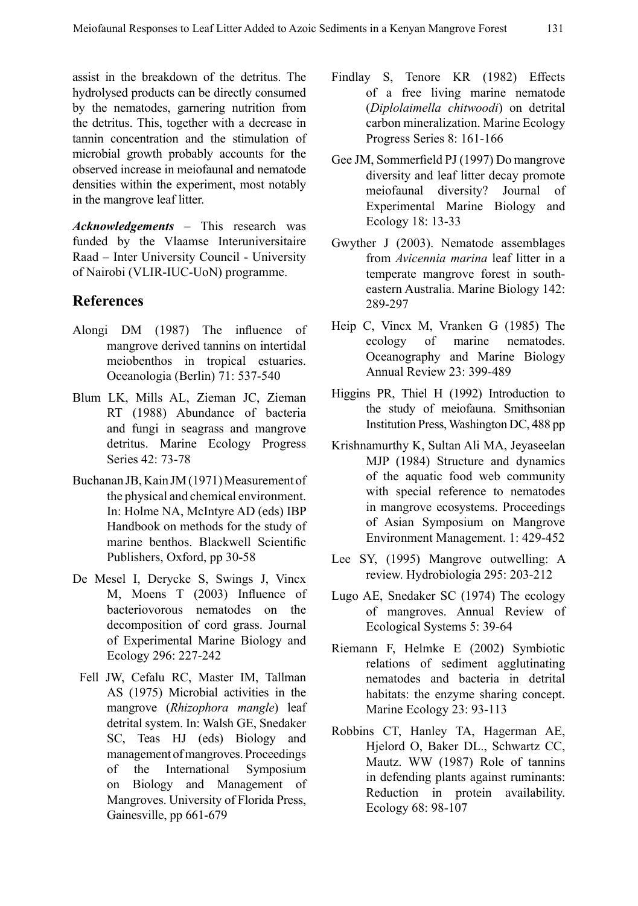assist in the breakdown of the detritus. The hydrolysed products can be directly consumed by the nematodes, garnering nutrition from the detritus. This, together with a decrease in tannin concentration and the stimulation of microbial growth probably accounts for the observed increase in meiofaunal and nematode densities within the experiment, most notably in the mangrove leaf litter.

***Acknowledgements*** – This research was funded by the Vlaamse Interuniversitaire Raad – Inter University Council - University of Nairobi (VLIR-IUC-UoN) programme.

## References

Alongi DM (1987) The influence of mangrove derived tannins on intertidal meiobenthos in tropical estuaries. Oceanologia (Berlin) 71: 537-540

Blum LK, Mills AL, Zieman JC, Zieman RT (1988) Abundance of bacteria and fungi in seagrass and mangrove detritus. Marine Ecology Progress Series 42: 73-78

Buchanan JB, Kain JM (1971) Measurement of the physical and chemical environment. In: Holme NA, McIntyre AD (eds) IBP Handbook on methods for the study of marine benthos. Blackwell Scientific Publishers, Oxford, pp 30-58

De Mesel I, Derycke S, Swings J, Vincx M, Moens T (2003) Influence of bacteriovorous nematodes on the decomposition of cord grass. Journal of Experimental Marine Biology and Ecology 296: 227-242

Fell JW, Cefalu RC, Master IM, Tallman AS (1975) Microbial activities in the mangrove (*Rhizophora mangle*) leaf detrital system. In: Walsh GE, Snedaker SC, Teas HJ (eds) Biology and management of mangroves. Proceedings of the International Symposium on Biology and Management of Mangroves. University of Florida Press, Gainesville, pp 661-679

Findlay S, Tenore KR (1982) Effects of a free living marine nematode (*Diplolaimella chitwoodi*) on detrital carbon mineralization. Marine Ecology Progress Series 8: 161-166

Gee JM, Sommerfield PJ (1997) Do mangrove diversity and leaf litter decay promote meiofaunal diversity? Journal of Experimental Marine Biology and Ecology 18: 13-33

Gwyther J (2003). Nematode assemblages from *Avicennia marina* leaf litter in a temperate mangrove forest in south-eastern Australia. Marine Biology 142: 289-297

Heip C, Vincx M, Vranken G (1985) The ecology of marine nematodes. Oceanography and Marine Biology Annual Review 23: 399-489

Higgins PR, Thiel H (1992) Introduction to the study of meiofauna. Smithsonian Institution Press, Washington DC, 488 pp

Krishnamurthy K, Sultan Ali MA, Jeyaseelan MJP (1984) Structure and dynamics of the aquatic food web community with special reference to nematodes in mangrove ecosystems. Proceedings of Asian Symposium on Mangrove Environment Management. 1: 429-452

Lee SY, (1995) Mangrove outwelling: A review. Hydrobiologia 295: 203-212

Lugo AE, Snedaker SC (1974) The ecology of mangroves. Annual Review of Ecological Systems 5: 39-64

Riemann F, Helmke E (2002) Symbiotic relations of sediment agglutinating nematodes and bacteria in detrital habitats: the enzyme sharing concept. Marine Ecology 23: 93-113

Robbins CT, Hanley TA, Hagerman AE, Hjelord O, Baker DL., Schwartz CC, Mautz. WW (1987) Role of tannins in defending plants against ruminants: Reduction in protein availability. Ecology 68: 98-107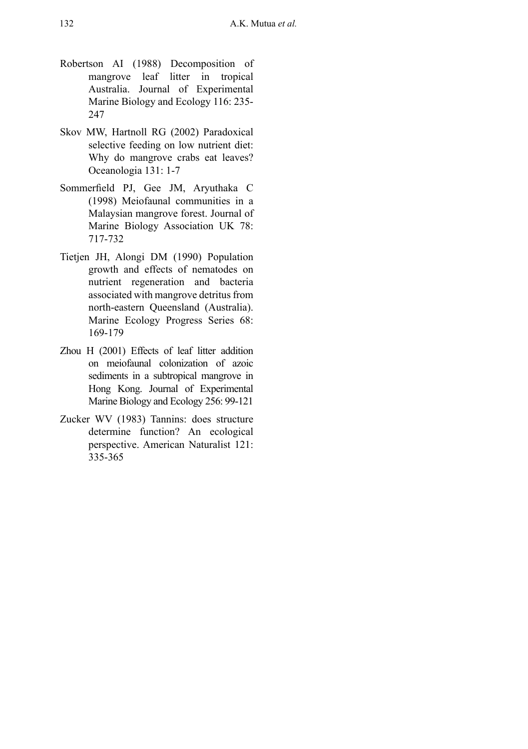Robertson AI (1988) Decomposition of mangrove leaf litter in tropical Australia. Journal of Experimental Marine Biology and Ecology 116: 235-247

Skov MW, Hartnoll RG (2002) Paradoxical selective feeding on low nutrient diet: Why do mangrove crabs eat leaves? Oceanologia 131: 1-7

Sommerfield PJ, Gee JM, Aryuthaka C (1998) Meiofaunal communities in a Malaysian mangrove forest. Journal of Marine Biology Association UK 78: 717-732

Tietjen JH, Alongi DM (1990) Population growth and effects of nematodes on nutrient regeneration and bacteria associated with mangrove detritus from north-eastern Queensland (Australia). Marine Ecology Progress Series 68: 169-179

Zhou H (2001) Effects of leaf litter addition on meiofaunal colonization of azoic sediments in a subtropical mangrove in Hong Kong. Journal of Experimental Marine Biology and Ecology 256: 99-121

Zucker WV (1983) Tannins: does structure determine function? An ecological perspective. American Naturalist 121: 335-365